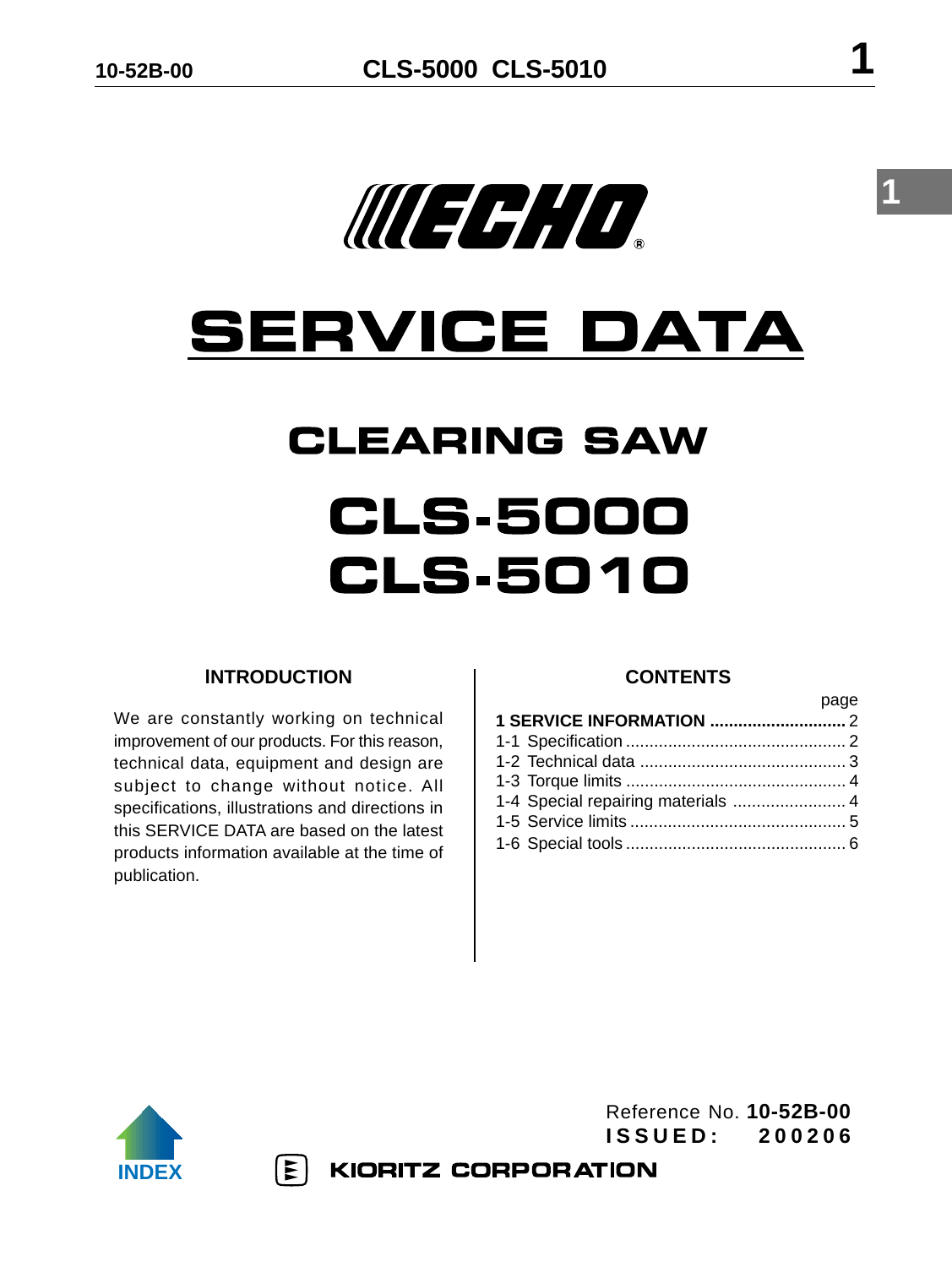# ECHO®

# SERVICE DATA

## CLEARING SAW

# CLS-5000
# CLS-5010

### INTRODUCTION

We are constantly working on technical improvement of our products. For this reason, technical data, equipment and design are subject to change without notice. All specifications, illustrations and directions in this SERVICE DATA are based on the latest products information available at the time of publication.

### CONTENTS

| | page |
|---|---|
| **1 SERVICE INFORMATION** | 2 |
| 1-1 Specification | 2 |
| 1-2 Technical data | 3 |
| 1-3 Torque limits | 4 |
| 1-4 Special repairing materials | 4 |
| 1-5 Service limits | 5 |
| 1-6 Special tools | 6 |

Reference No. **10-52B-00**
**ISSUED: 200206**

INDEX

**KIORITZ CORPORATION**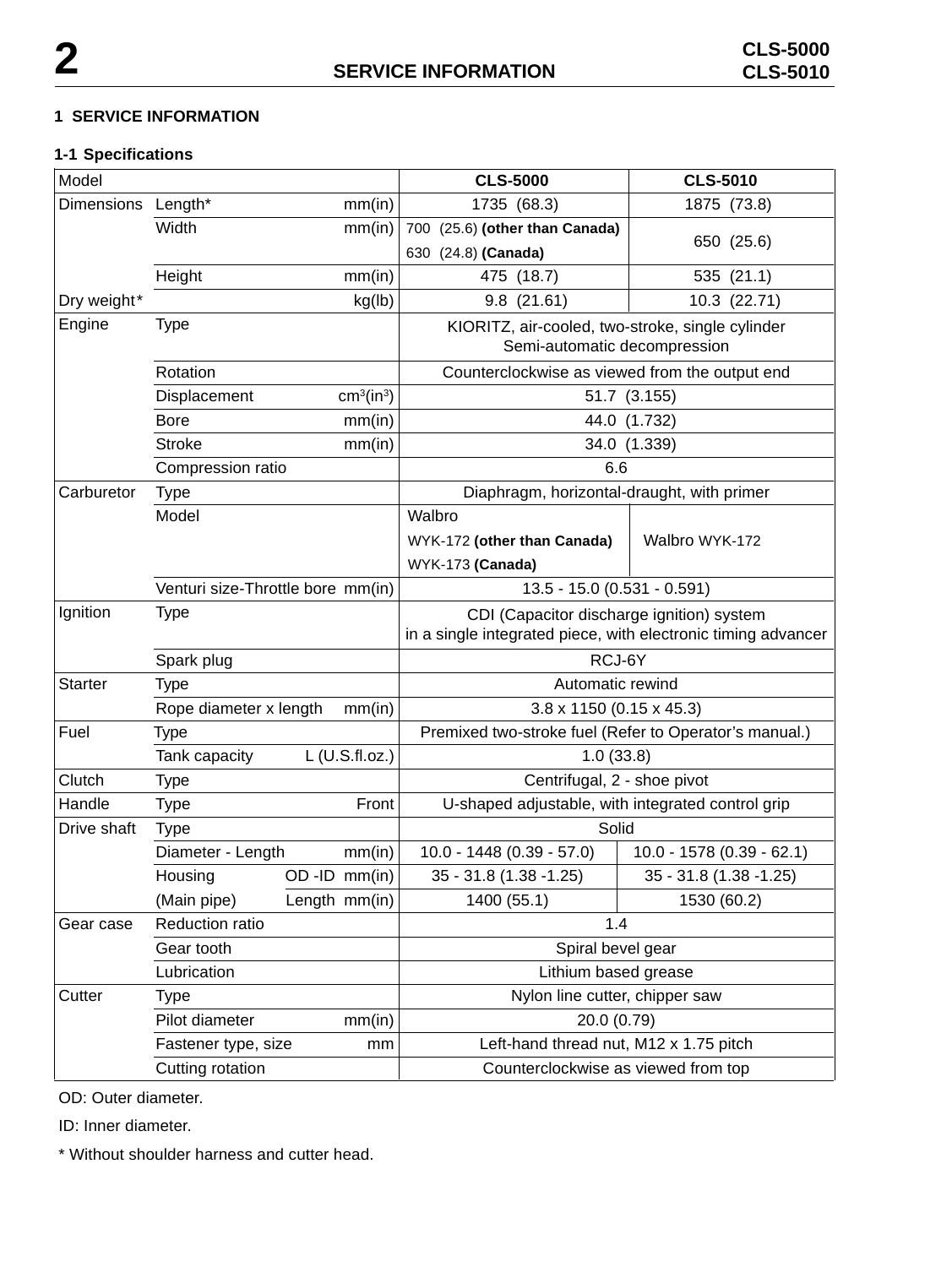# 1 SERVICE INFORMATION

## 1-1 Specifications

| Model | | | CLS-5000 | CLS-5010 |
|---|---|---|---|---|
| Dimensions | Length* | mm(in) | 1735 (68.3) | 1875 (73.8) |
| | Width | mm(in) | 700 (25.6) **(other than Canada)**<br>630 (24.8) **(Canada)** | 650 (25.6) |
| | Height | mm(in) | 475 (18.7) | 535 (21.1) |
| Dry weight* | | kg(lb) | 9.8 (21.61) | 10.3 (22.71) |
| Engine | Type | | KIORITZ, air-cooled, two-stroke, single cylinder<br>Semi-automatic decompression | |
| | Rotation | | Counterclockwise as viewed from the output end | |
| | Displacement | $cm^3(in^3)$ | 51.7 (3.155) | |
| | Bore | mm(in) | 44.0 (1.732) | |
| | Stroke | mm(in) | 34.0 (1.339) | |
| | Compression ratio | | 6.6 | |
| Carburetor | Type | | Diaphragm, horizontal-draught, with primer | |
| | Model | | Walbro<br>WYK-172 **(other than Canada)**<br>WYK-173 **(Canada)** | Walbro WYK-172 |
| | Venturi size-Throttle bore | mm(in) | 13.5 - 15.0 (0.531 - 0.591) | |
| Ignition | Type | | CDI (Capacitor discharge ignition) system<br>in a single integrated piece, with electronic timing advancer | |
| | Spark plug | | RCJ-6Y | |
| Starter | Type | | Automatic rewind | |
| | Rope diameter x length | mm(in) | 3.8 x 1150 (0.15 x 45.3) | |
| Fuel | Type | | Premixed two-stroke fuel (Refer to Operator's manual.) | |
| | Tank capacity | L (U.S.fl.oz.) | 1.0 (33.8) | |
| Clutch | Type | | Centrifugal, 2 - shoe pivot | |
| Handle | Type | Front | U-shaped adjustable, with integrated control grip | |
| Drive shaft | Type | | Solid | |
| | Diameter - Length | mm(in) | 10.0 - 1448 (0.39 - 57.0) | 10.0 - 1578 (0.39 - 62.1) |
| | Housing | OD -ID mm(in) | 35 - 31.8 (1.38 -1.25) | 35 - 31.8 (1.38 -1.25) |
| | (Main pipe) | Length mm(in) | 1400 (55.1) | 1530 (60.2) |
| Gear case | Reduction ratio | | 1.4 | |
| | Gear tooth | | Spiral bevel gear | |
| | Lubrication | | Lithium based grease | |
| Cutter | Type | | Nylon line cutter, chipper saw | |
| | Pilot diameter | mm(in) | 20.0 (0.79) | |
| | Fastener type, size | mm | Left-hand thread nut, M12 x 1.75 pitch | |
| | Cutting rotation | | Counterclockwise as viewed from top | |

OD: Outer diameter.

ID: Inner diameter.

* Without shoulder harness and cutter head.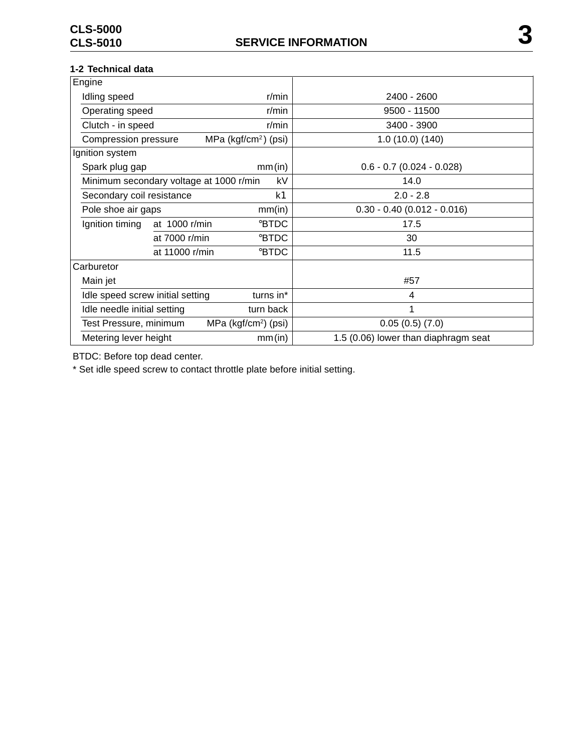## 1-2 Technical data

| Item | Unit | Value |
|---|---|---|
| **Engine** | | |
| Idling speed | r/min | 2400 - 2600 |
| Operating speed | r/min | 9500 - 11500 |
| Clutch - in speed | r/min | 3400 - 3900 |
| Compression pressure | MPa (kgf/cm$^2$) (psi) | 1.0 (10.0) (140) |
| **Ignition system** | | |
| Spark plug gap | mm (in) | 0.6 - 0.7 (0.024 - 0.028) |
| Minimum secondary voltage at 1000 r/min | kV | 14.0 |
| Secondary coil resistance | kΩ | 2.0 - 2.8 |
| Pole shoe air gaps | mm(in) | 0.30 - 0.40 (0.012 - 0.016) |
| Ignition timing at 1000 r/min | °BTDC | 17.5 |
| at 7000 r/min | °BTDC | 30 |
| at 11000 r/min | °BTDC | 11.5 |
| **Carburetor** | | |
| Main jet | | #57 |
| Idle speed screw initial setting | turns in* | 4 |
| Idle needle initial setting | turn back | 1 |
| Test Pressure, minimum | MPa (kgf/cm$^2$) (psi) | 0.05 (0.5) (7.0) |
| Metering lever height | mm (in) | 1.5 (0.06) lower than diaphragm seat |

BTDC: Before top dead center.

* Set idle speed screw to contact throttle plate before initial setting.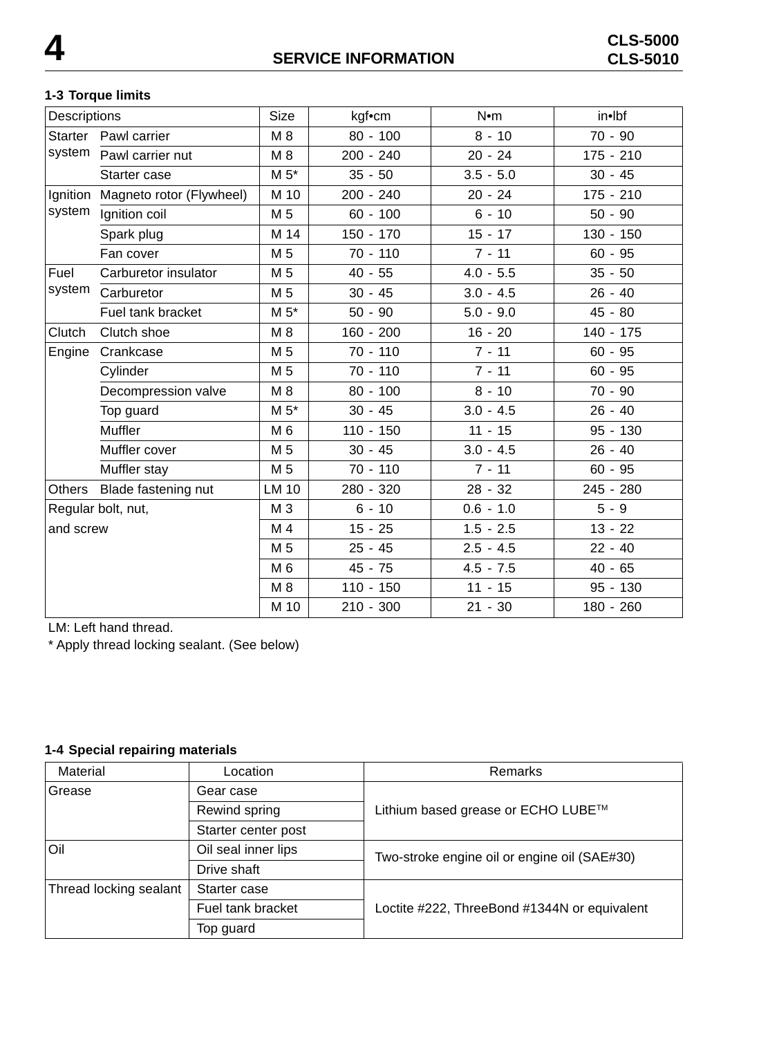## SERVICE INFORMATION

### 1-3 Torque limits

| Descriptions | | Size | kgf•cm | N•m | in•lbf |
|---|---|---|---|---|---|
| Starter system | Pawl carrier | M 8 | 80 - 100 | 8 - 10 | 70 - 90 |
| | Pawl carrier nut | M 8 | 200 - 240 | 20 - 24 | 175 - 210 |
| | Starter case | M 5* | 35 - 50 | 3.5 - 5.0 | 30 - 45 |
| Ignition system | Magneto rotor (Flywheel) | M 10 | 200 - 240 | 20 - 24 | 175 - 210 |
| | Ignition coil | M 5 | 60 - 100 | 6 - 10 | 50 - 90 |
| | Spark plug | M 14 | 150 - 170 | 15 - 17 | 130 - 150 |
| | Fan cover | M 5 | 70 - 110 | 7 - 11 | 60 - 95 |
| Fuel system | Carburetor insulator | M 5 | 40 - 55 | 4.0 - 5.5 | 35 - 50 |
| | Carburetor | M 5 | 30 - 45 | 3.0 - 4.5 | 26 - 40 |
| | Fuel tank bracket | M 5* | 50 - 90 | 5.0 - 9.0 | 45 - 80 |
| Clutch | Clutch shoe | M 8 | 160 - 200 | 16 - 20 | 140 - 175 |
| Engine | Crankcase | M 5 | 70 - 110 | 7 - 11 | 60 - 95 |
| | Cylinder | M 5 | 70 - 110 | 7 - 11 | 60 - 95 |
| | Decompression valve | M 8 | 80 - 100 | 8 - 10 | 70 - 90 |
| | Top guard | M 5* | 30 - 45 | 3.0 - 4.5 | 26 - 40 |
| | Muffler | M 6 | 110 - 150 | 11 - 15 | 95 - 130 |
| | Muffler cover | M 5 | 30 - 45 | 3.0 - 4.5 | 26 - 40 |
| | Muffler stay | M 5 | 70 - 110 | 7 - 11 | 60 - 95 |
| Others | Blade fastening nut | LM 10 | 280 - 320 | 28 - 32 | 245 - 280 |
| Regular bolt, nut, and screw | | M 3 | 6 - 10 | 0.6 - 1.0 | 5 - 9 |
| | | M 4 | 15 - 25 | 1.5 - 2.5 | 13 - 22 |
| | | M 5 | 25 - 45 | 2.5 - 4.5 | 22 - 40 |
| | | M 6 | 45 - 75 | 4.5 - 7.5 | 40 - 65 |
| | | M 8 | 110 - 150 | 11 - 15 | 95 - 130 |
| | | M 10 | 210 - 300 | 21 - 30 | 180 - 260 |

LM: Left hand thread.

* Apply thread locking sealant. (See below)

### 1-4 Special repairing materials

| Material | Location | Remarks |
|---|---|---|
| Grease | Gear case | Lithium based grease or ECHO LUBE™ |
| | Rewind spring | |
| | Starter center post | |
| Oil | Oil seal inner lips | Two-stroke engine oil or engine oil (SAE#30) |
| | Drive shaft | |
| Thread locking sealant | Starter case | Loctite #222, ThreeBond #1344N or equivalent |
| | Fuel tank bracket | |
| | Top guard | |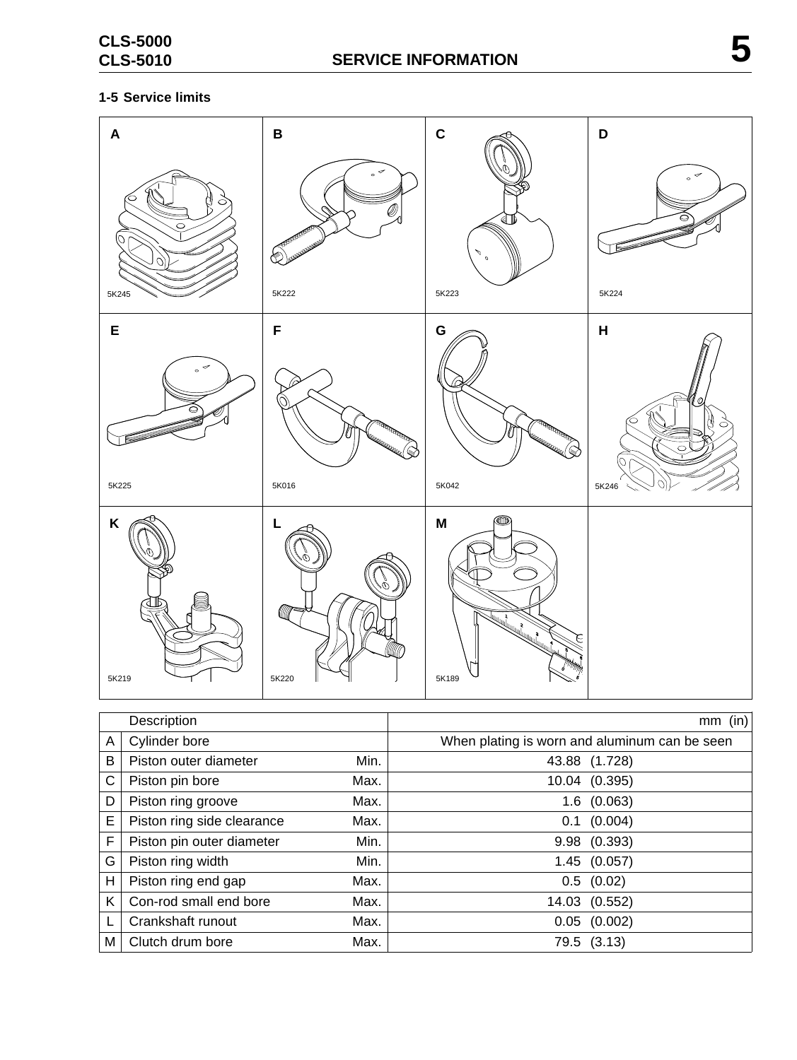### 1-5 Service limits

| | Description | | mm (in) |
|---|---|---|---|
| A | Cylinder bore | | When plating is worn and aluminum can be seen |
| B | Piston outer diameter | Min. | 43.88 (1.728) |
| C | Piston pin bore | Max. | 10.04 (0.395) |
| D | Piston ring groove | Max. | 1.6 (0.063) |
| E | Piston ring side clearance | Max. | 0.1 (0.004) |
| F | Piston pin outer diameter | Min. | 9.98 (0.393) |
| G | Piston ring width | Min. | 1.45 (0.057) |
| H | Piston ring end gap | Max. | 0.5 (0.02) |
| K | Con-rod small end bore | Max. | 14.03 (0.552) |
| L | Crankshaft runout | Max. | 0.05 (0.002) |
| M | Clutch drum bore | Max. | 79.5 (3.13) |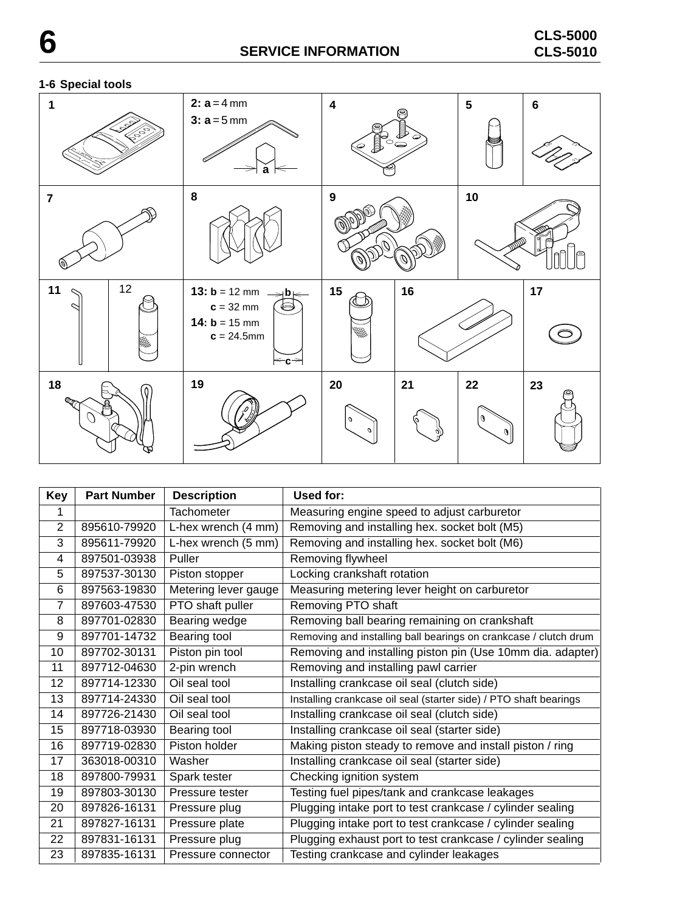### 1-6 Special tools

1

2: a = 4 mm
3: a = 5 mm

a

4

5

6

7

8

9

10

11

12

13: b = 12 mm
c = 32 mm
14: b = 15 mm
c = 24.5mm

b

c

15

16

17

18

19

20

21

22

23

| Key | Part Number | Description | Used for: |
|---|---|---|---|
| 1 | | Tachometer | Measuring engine speed to adjust carburetor |
| 2 | 895610-79920 | L-hex wrench (4 mm) | Removing and installing hex. socket bolt (M5) |
| 3 | 895611-79920 | L-hex wrench (5 mm) | Removing and installing hex. socket bolt (M6) |
| 4 | 897501-03938 | Puller | Removing flywheel |
| 5 | 897537-30130 | Piston stopper | Locking crankshaft rotation |
| 6 | 897563-19830 | Metering lever gauge | Measuring metering lever height on carburetor |
| 7 | 897603-47530 | PTO shaft puller | Removing PTO shaft |
| 8 | 897701-02830 | Bearing wedge | Removing ball bearing remaining on crankshaft |
| 9 | 897701-14732 | Bearing tool | Removing and installing ball bearings on crankcase / clutch drum |
| 10 | 897702-30131 | Piston pin tool | Removing and installing piston pin (Use 10mm dia. adapter) |
| 11 | 897712-04630 | 2-pin wrench | Removing and installing pawl carrier |
| 12 | 897714-12330 | Oil seal tool | Installing crankcase oil seal (clutch side) |
| 13 | 897714-24330 | Oil seal tool | Installing crankcase oil seal (starter side) / PTO shaft bearings |
| 14 | 897726-21430 | Oil seal tool | Installing crankcase oil seal (clutch side) |
| 15 | 897718-03930 | Bearing tool | Installing crankcase oil seal (starter side) |
| 16 | 897719-02830 | Piston holder | Making piston steady to remove and install piston / ring |
| 17 | 363018-00310 | Washer | Installing crankcase oil seal (starter side) |
| 18 | 897800-79931 | Spark tester | Checking ignition system |
| 19 | 897803-30130 | Pressure tester | Testing fuel pipes/tank and crankcase leakages |
| 20 | 897826-16131 | Pressure plug | Plugging intake port to test crankcase / cylinder sealing |
| 21 | 897827-16131 | Pressure plate | Plugging intake port to test crankcase / cylinder sealing |
| 22 | 897831-16131 | Pressure plug | Plugging exhaust port to test crankcase / cylinder sealing |
| 23 | 897835-16131 | Pressure connector | Testing crankcase and cylinder leakages |